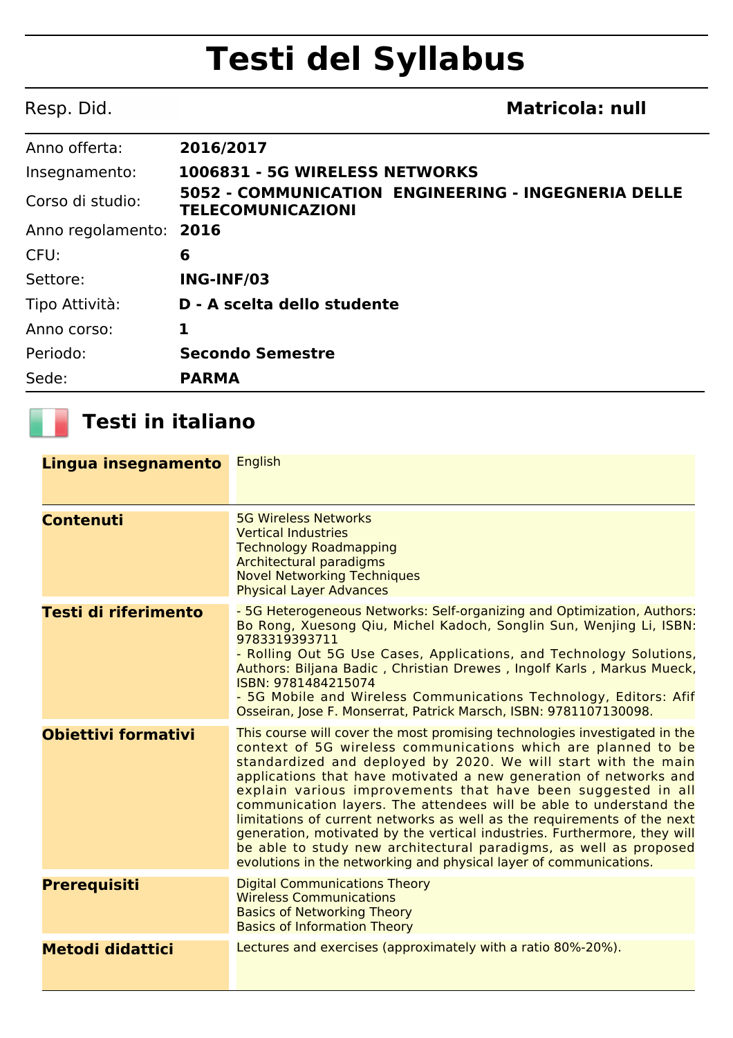# Testi del Syllabus

Resp. Did. **Matricola: null**

| | |
|---|---|
| Anno offerta: | **2016/2017** |
| Insegnamento: | **1006831 - 5G WIRELESS NETWORKS** |
| Corso di studio: | **5052 - COMMUNICATION ENGINEERING - INGEGNERIA DELLE TELECOMUNICAZIONI** |
| Anno regolamento: | **2016** |
| CFU: | **6** |
| Settore: | **ING-INF/03** |
| Tipo Attività: | **D - A scelta dello studente** |
| Anno corso: | **1** |
| Periodo: | **Secondo Semestre** |
| Sede: | **PARMA** |

## Testi in italiano

| | |
|---|---|
| **Lingua insegnamento** | English |
| **Contenuti** | 5G Wireless Networks<br>Vertical Industries<br>Technology Roadmapping<br>Architectural paradigms<br>Novel Networking Techniques<br>Physical Layer Advances |
| **Testi di riferimento** | - 5G Heterogeneous Networks: Self-organizing and Optimization, Authors: Bo Rong, Xuesong Qiu, Michel Kadoch, Songlin Sun, Wenjing Li, ISBN: 9783319393711<br>- Rolling Out 5G Use Cases, Applications, and Technology Solutions, Authors: Biljana Badic , Christian Drewes , Ingolf Karls , Markus Mueck, ISBN: 9781484215074<br>- 5G Mobile and Wireless Communications Technology, Editors: Afif Osseiran, Jose F. Monserrat, Patrick Marsch, ISBN: 9781107130098. |
| **Obiettivi formativi** | This course will cover the most promising technologies investigated in the context of 5G wireless communications which are planned to be standardized and deployed by 2020. We will start with the main applications that have motivated a new generation of networks and explain various improvements that have been suggested in all communication layers. The attendees will be able to understand the limitations of current networks as well as the requirements of the next generation, motivated by the vertical industries. Furthermore, they will be able to study new architectural paradigms, as well as proposed evolutions in the networking and physical layer of communications. |
| **Prerequisiti** | Digital Communications Theory<br>Wireless Communications<br>Basics of Networking Theory<br>Basics of Information Theory |
| **Metodi didattici** | Lectures and exercises (approximately with a ratio 80%-20%). |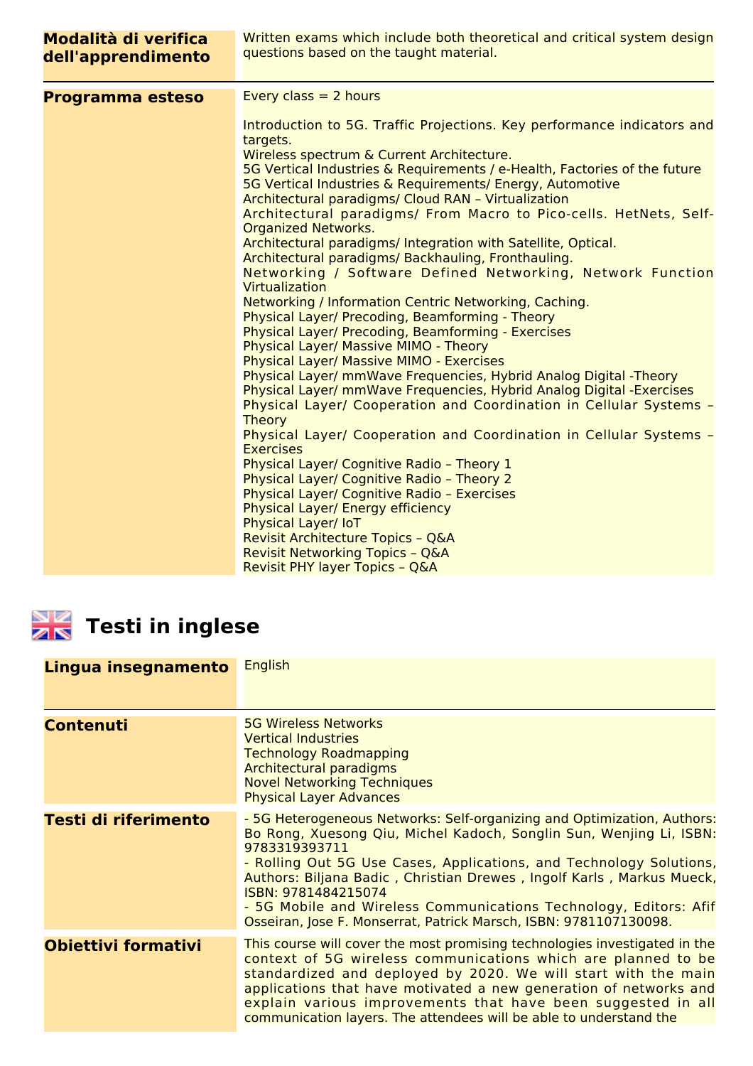| | |
|---|---|
| **Modalità di verifica dell'apprendimento** | Written exams which include both theoretical and critical system design questions based on the taught material. |

| | |
|---|---|
| **Programma esteso** | Every class = 2 hours<br><br>Introduction to 5G. Traffic Projections. Key performance indicators and targets.<br>Wireless spectrum & Current Architecture.<br>5G Vertical Industries & Requirements / e-Health, Factories of the future<br>5G Vertical Industries & Requirements/ Energy, Automotive<br>Architectural paradigms/ Cloud RAN – Virtualization<br>Architectural paradigms/ From Macro to Pico-cells. HetNets, Self-Organized Networks.<br>Architectural paradigms/ Integration with Satellite, Optical.<br>Architectural paradigms/ Backhauling, Fronthauling.<br>Networking / Software Defined Networking, Network Function Virtualization<br>Networking / Information Centric Networking, Caching.<br>Physical Layer/ Precoding, Beamforming - Theory<br>Physical Layer/ Precoding, Beamforming - Exercises<br>Physical Layer/ Massive MIMO - Theory<br>Physical Layer/ Massive MIMO - Exercises<br>Physical Layer/ mmWave Frequencies, Hybrid Analog Digital -Theory<br>Physical Layer/ mmWave Frequencies, Hybrid Analog Digital -Exercises<br>Physical Layer/ Cooperation and Coordination in Cellular Systems – Theory<br>Physical Layer/ Cooperation and Coordination in Cellular Systems – Exercises<br>Physical Layer/ Cognitive Radio – Theory 1<br>Physical Layer/ Cognitive Radio – Theory 2<br>Physical Layer/ Cognitive Radio – Exercises<br>Physical Layer/ Energy efficiency<br>Physical Layer/ IoT<br>Revisit Architecture Topics – Q&A<br>Revisit Networking Topics – Q&A<br>Revisit PHY layer Topics – Q&A |

## Testi in inglese

| | |
|---|---|
| **Lingua insegnamento** | English |

| | |
|---|---|
| **Contenuti** | 5G Wireless Networks<br>Vertical Industries<br>Technology Roadmapping<br>Architectural paradigms<br>Novel Networking Techniques<br>Physical Layer Advances |
| **Testi di riferimento** | - 5G Heterogeneous Networks: Self-organizing and Optimization, Authors: Bo Rong, Xuesong Qiu, Michel Kadoch, Songlin Sun, Wenjing Li, ISBN: 9783319393711<br>- Rolling Out 5G Use Cases, Applications, and Technology Solutions, Authors: Biljana Badic , Christian Drewes , Ingolf Karls , Markus Mueck, ISBN: 9781484215074<br>- 5G Mobile and Wireless Communications Technology, Editors: Afif Osseiran, Jose F. Monserrat, Patrick Marsch, ISBN: 9781107130098. |
| **Obiettivi formativi** | This course will cover the most promising technologies investigated in the context of 5G wireless communications which are planned to be standardized and deployed by 2020. We will start with the main applications that have motivated a new generation of networks and explain various improvements that have been suggested in all communication layers. The attendees will be able to understand the |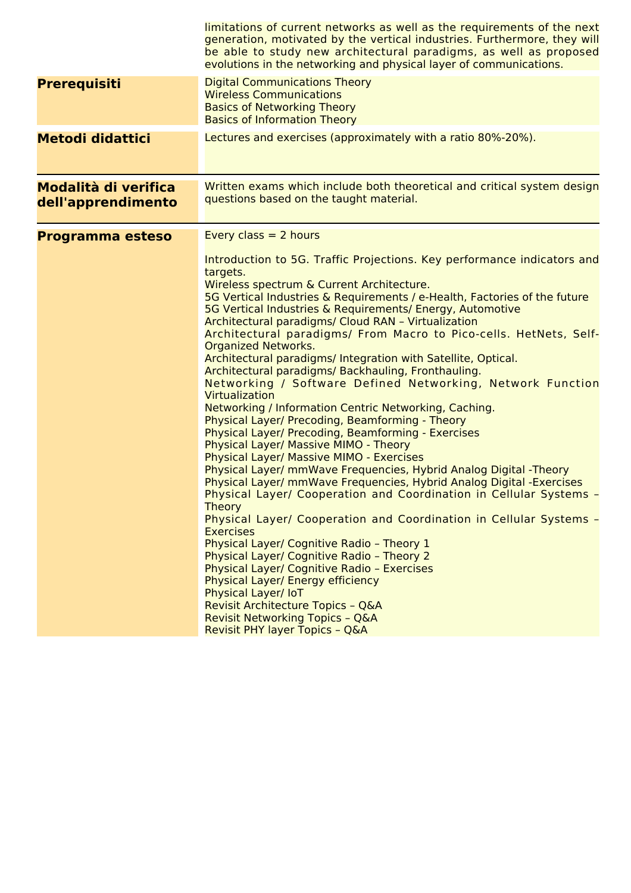limitations of current networks as well as the requirements of the next generation, motivated by the vertical industries. Furthermore, they will be able to study new architectural paradigms, as well as proposed evolutions in the networking and physical layer of communications.

**Prerequisiti**

Digital Communications Theory
Wireless Communications
Basics of Networking Theory
Basics of Information Theory

**Metodi didattici**

Lectures and exercises (approximately with a ratio 80%-20%).

**Modalità di verifica dell'apprendimento**

Written exams which include both theoretical and critical system design questions based on the taught material.

**Programma esteso**

Every class = 2 hours

Introduction to 5G. Traffic Projections. Key performance indicators and targets.
Wireless spectrum & Current Architecture.
5G Vertical Industries & Requirements / e-Health, Factories of the future
5G Vertical Industries & Requirements/ Energy, Automotive
Architectural paradigms/ Cloud RAN – Virtualization
Architectural paradigms/ From Macro to Pico-cells. HetNets, Self-Organized Networks.
Architectural paradigms/ Integration with Satellite, Optical.
Architectural paradigms/ Backhauling, Fronthauling.
Networking / Software Defined Networking, Network Function Virtualization
Networking / Information Centric Networking, Caching.
Physical Layer/ Precoding, Beamforming - Theory
Physical Layer/ Precoding, Beamforming - Exercises
Physical Layer/ Massive MIMO - Theory
Physical Layer/ Massive MIMO - Exercises
Physical Layer/ mmWave Frequencies, Hybrid Analog Digital -Theory
Physical Layer/ mmWave Frequencies, Hybrid Analog Digital -Exercises
Physical Layer/ Cooperation and Coordination in Cellular Systems – Theory
Physical Layer/ Cooperation and Coordination in Cellular Systems – Exercises
Physical Layer/ Cognitive Radio – Theory 1
Physical Layer/ Cognitive Radio – Theory 2
Physical Layer/ Cognitive Radio – Exercises
Physical Layer/ Energy efficiency
Physical Layer/ IoT
Revisit Architecture Topics – Q&A
Revisit Networking Topics – Q&A
Revisit PHY layer Topics – Q&A